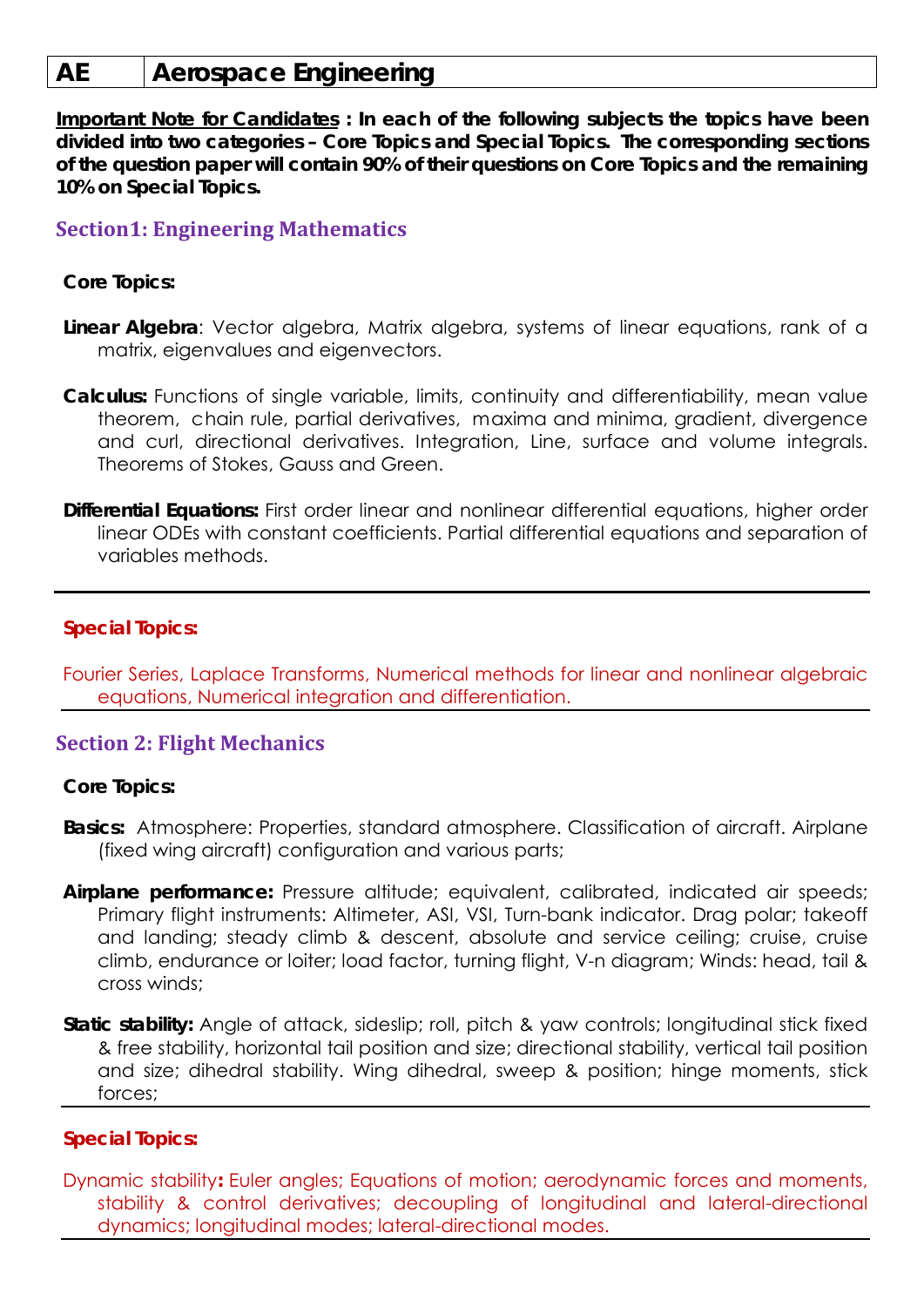# AE | Aerospace Engineering

**Important Note for Candidates : In each of the following subjects the topics have been divided into two categories – Core Topics and Special Topics. The corresponding sections of the question paper will contain 90% of their questions on Core Topics and the remaining 10% on Special Topics.**

## Section1: Engineering Mathematics

**Core Topics:**

**Linear Algebra**: Vector algebra, Matrix algebra, systems of linear equations, rank of a matrix, eigenvalues and eigenvectors.

**Calculus:** Functions of single variable, limits, continuity and differentiability, mean value theorem, chain rule, partial derivatives, maxima and minima, gradient, divergence and curl, directional derivatives. Integration, Line, surface and volume integrals. Theorems of Stokes, Gauss and Green.

**Differential Equations:** First order linear and nonlinear differential equations, higher order linear ODEs with constant coefficients. Partial differential equations and separation of variables methods.

**Special Topics:**

Fourier Series, Laplace Transforms, Numerical methods for linear and nonlinear algebraic equations, Numerical integration and differentiation.

## Section 2: Flight Mechanics

**Core Topics:**

**Basics:** Atmosphere: Properties, standard atmosphere. Classification of aircraft. Airplane (fixed wing aircraft) configuration and various parts;

**Airplane performance:** Pressure altitude; equivalent, calibrated, indicated air speeds; Primary flight instruments: Altimeter, ASI, VSI, Turn-bank indicator. Drag polar; takeoff and landing; steady climb & descent, absolute and service ceiling; cruise, cruise climb, endurance or loiter; load factor, turning flight, V-n diagram; Winds: head, tail & cross winds;

**Static stability:** Angle of attack, sideslip; roll, pitch & yaw controls; longitudinal stick fixed & free stability, horizontal tail position and size; directional stability, vertical tail position and size; dihedral stability. Wing dihedral, sweep & position; hinge moments, stick forces;

**Special Topics:**

Dynamic stability**:** Euler angles; Equations of motion; aerodynamic forces and moments, stability & control derivatives; decoupling of longitudinal and lateral-directional dynamics; longitudinal modes; lateral-directional modes.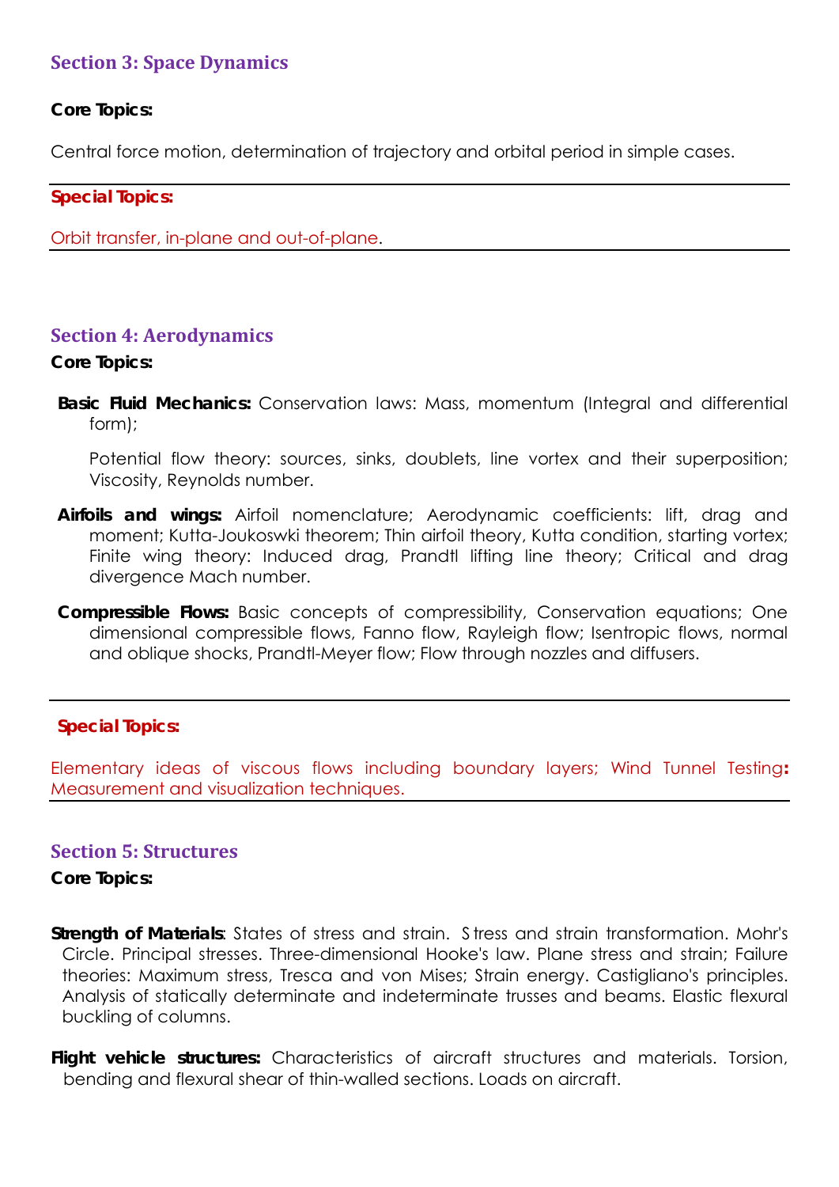## Section 3: Space Dynamics

**Core Topics:**

Central force motion, determination of trajectory and orbital period in simple cases.

**Special Topics:**

Orbit transfer, in-plane and out-of-plane.

## Section 4: Aerodynamics

**Core Topics:**

**Basic Fluid Mechanics:** Conservation laws: Mass, momentum (Integral and differential form);

Potential flow theory: sources, sinks, doublets, line vortex and their superposition; Viscosity, Reynolds number.

**Airfoils and wings:** Airfoil nomenclature; Aerodynamic coefficients: lift, drag and moment; Kutta-Joukoswki theorem; Thin airfoil theory, Kutta condition, starting vortex; Finite wing theory: Induced drag, Prandtl lifting line theory; Critical and drag divergence Mach number.

**Compressible Flows:** Basic concepts of compressibility, Conservation equations; One dimensional compressible flows, Fanno flow, Rayleigh flow; Isentropic flows, normal and oblique shocks, Prandtl-Meyer flow; Flow through nozzles and diffusers.

**Special Topics:**

Elementary ideas of viscous flows including boundary layers; Wind Tunnel Testing**:** Measurement and visualization techniques.

## Section 5: Structures

**Core Topics:**

**Strength of Materials**: States of stress and strain. Stress and strain transformation. Mohr's Circle. Principal stresses. Three-dimensional Hooke's law. Plane stress and strain; Failure theories: Maximum stress, Tresca and von Mises; Strain energy. Castigliano's principles. Analysis of statically determinate and indeterminate trusses and beams. Elastic flexural buckling of columns.

**Flight vehicle structures:** Characteristics of aircraft structures and materials. Torsion, bending and flexural shear of thin-walled sections. Loads on aircraft.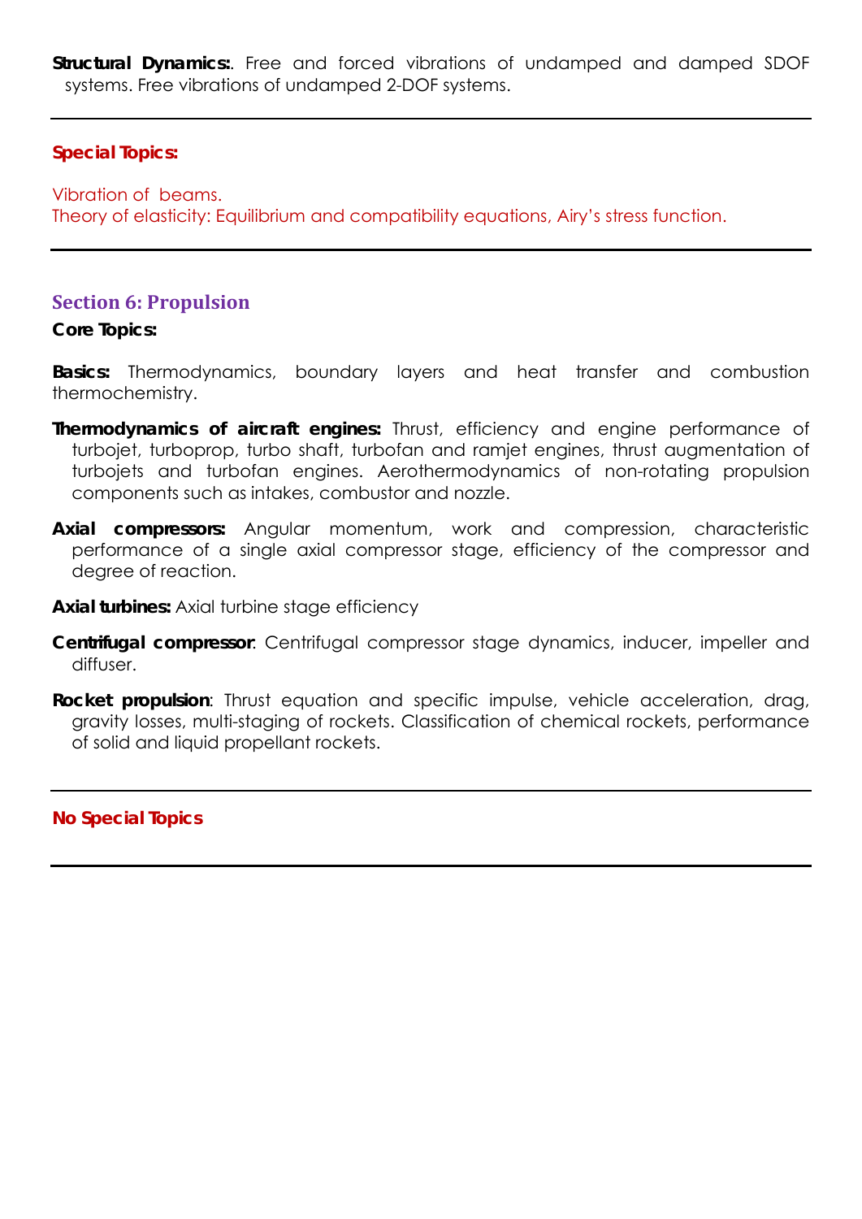**Structural Dynamics:**. Free and forced vibrations of undamped and damped SDOF systems. Free vibrations of undamped 2-DOF systems.

---

**Special Topics:**

Vibration of beams.
Theory of elasticity: Equilibrium and compatibility equations, Airy's stress function.

---

## Section 6: Propulsion

**Core Topics:**

**Basics:** Thermodynamics, boundary layers and heat transfer and combustion thermochemistry.

**Thermodynamics of aircraft engines:** Thrust, efficiency and engine performance of turbojet, turboprop, turbo shaft, turbofan and ramjet engines, thrust augmentation of turbojets and turbofan engines. Aerothermodynamics of non-rotating propulsion components such as intakes, combustor and nozzle.

**Axial compressors:** Angular momentum, work and compression, characteristic performance of a single axial compressor stage, efficiency of the compressor and degree of reaction.

**Axial turbines:** Axial turbine stage efficiency

**Centrifugal compressor**: Centrifugal compressor stage dynamics, inducer, impeller and diffuser.

**Rocket propulsion**: Thrust equation and specific impulse, vehicle acceleration, drag, gravity losses, multi-staging of rockets. Classification of chemical rockets, performance of solid and liquid propellant rockets.

---

**No Special Topics**

---